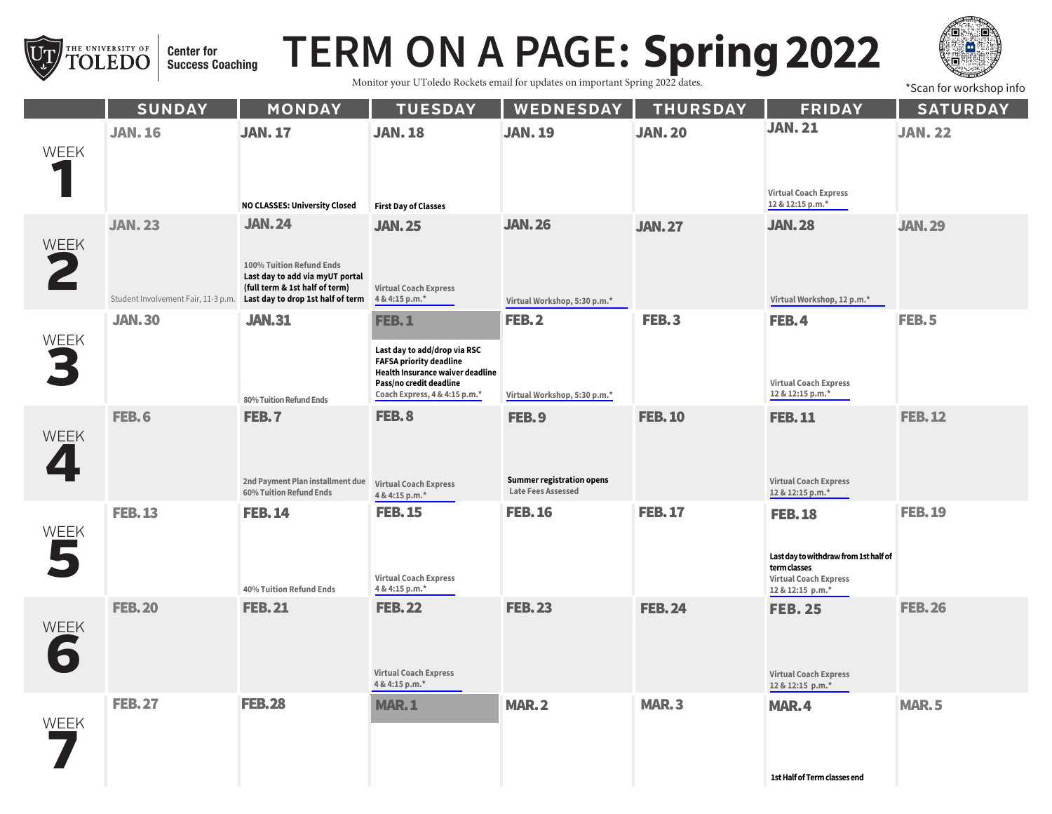THE UNIVERSITY OF TOLEDO | Center for Success Coaching

# TERM ON A PAGE: Spring 2022

Monitor your UToledo Rockets email for updates on important Spring 2022 dates.

*Scan for workshop info

| | SUNDAY | MONDAY | TUESDAY | WEDNESDAY | THURSDAY | FRIDAY | SATURDAY |
|---|---|---|---|---|---|---|---|
| WEEK 1 | JAN. 16 | JAN. 17<br>**NO CLASSES: University Closed** | JAN. 18<br>**First Day of Classes** | JAN. 19 | JAN. 20 | JAN. 21<br>Virtual Coach Express 12 & 12:15 p.m.* | JAN. 22 |
| WEEK 2 | JAN. 23<br>Student Involvement Fair, 11-3 p.m. | JAN. 24<br>100% Tuition Refund Ends<br>**Last day to add via myUT portal (full term & 1st half of term)**<br>**Last day to drop 1st half of term** | JAN. 25<br>Virtual Coach Express 4 & 4:15 p.m.* | JAN. 26<br>Virtual Workshop, 5:30 p.m.* | JAN. 27 | JAN. 28<br>Virtual Workshop, 12 p.m.* | JAN. 29 |
| WEEK 3 | JAN. 30 | JAN. 31<br>80% Tuition Refund Ends | FEB. 1<br>**Last day to add/drop via RSC**<br>**FAFSA priority deadline**<br>**Health Insurance waiver deadline**<br>**Pass/no credit deadline**<br>Coach Express, 4 & 4:15 p.m.* | FEB. 2<br>Virtual Workshop, 5:30 p.m.* | FEB. 3 | FEB. 4<br>Virtual Coach Express 12 & 12:15 p.m.* | FEB. 5 |
| WEEK 4 | FEB. 6 | FEB. 7<br>2nd Payment Plan installment due<br>60% Tuition Refund Ends | FEB. 8<br>Virtual Coach Express 4 & 4:15 p.m.* | FEB. 9<br>**Summer registration opens**<br>Late Fees Assessed | FEB. 10 | FEB. 11<br>Virtual Coach Express 12 & 12:15 p.m.* | FEB. 12 |
| WEEK 5 | FEB. 13 | FEB. 14<br>40% Tuition Refund Ends | FEB. 15<br>Virtual Coach Express 4 & 4:15 p.m.* | FEB. 16 | FEB. 17 | FEB. 18<br>**Last day to withdraw from 1st half of term classes**<br>Virtual Coach Express 12 & 12:15 p.m.* | FEB. 19 |
| WEEK 6 | FEB. 20 | FEB. 21 | FEB. 22<br>Virtual Coach Express 4 & 4:15 p.m.* | FEB. 23 | FEB. 24 | FEB. 25<br>Virtual Coach Express 12 & 12:15 p.m.* | FEB. 26 |
| WEEK 7 | FEB. 27 | FEB. 28 | MAR. 1 | MAR. 2 | MAR. 3 | MAR. 4<br>**1st Half of Term classes end** | MAR. 5 |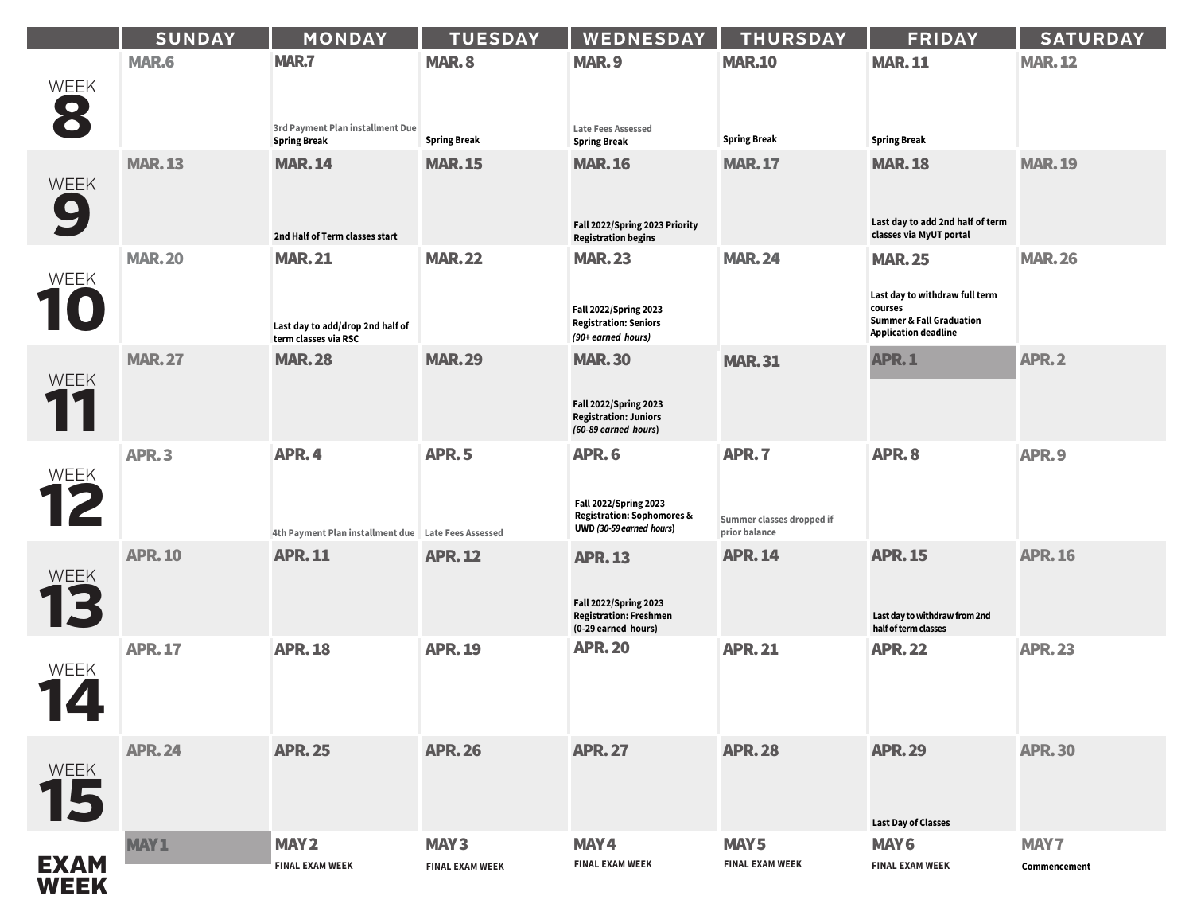| | SUNDAY | MONDAY | TUESDAY | WEDNESDAY | THURSDAY | FRIDAY | SATURDAY |
|---|---|---|---|---|---|---|---|
| WEEK 8 | MAR.6 | MAR.7<br>3rd Payment Plan installment Due<br>Spring Break | MAR. 8<br>Spring Break | MAR. 9<br>Late Fees Assessed<br>Spring Break | MAR.10<br>Spring Break | MAR. 11<br>Spring Break | MAR. 12 |
| WEEK 9 | MAR. 13 | MAR. 14<br>2nd Half of Term classes start | MAR. 15 | MAR. 16<br>Fall 2022/Spring 2023 Priority Registration begins | MAR. 17 | MAR. 18<br>Last day to add 2nd half of term classes via MyUT portal | MAR. 19 |
| WEEK 10 | MAR. 20 | MAR. 21<br>Last day to add/drop 2nd half of term classes via RSC | MAR. 22 | MAR. 23<br>Fall 2022/Spring 2023 Registration: Seniors *(90+ earned hours)* | MAR. 24 | MAR. 25<br>Last day to withdraw full term courses<br>Summer & Fall Graduation Application deadline | MAR. 26 |
| WEEK 11 | MAR. 27 | MAR. 28 | MAR. 29 | MAR. 30<br>Fall 2022/Spring 2023 Registration: Juniors *(60-89 earned hours)* | MAR. 31 | APR. 1 | APR. 2 |
| WEEK 12 | APR. 3 | APR. 4<br>4th Payment Plan installment due | APR. 5<br>Late Fees Assessed | APR. 6<br>Fall 2022/Spring 2023 Registration: Sophomores & UWD *(30-59 earned hours)* | APR. 7<br>Summer classes dropped if prior balance | APR. 8 | APR. 9 |
| WEEK 13 | APR. 10 | APR. 11 | APR. 12 | APR. 13<br>Fall 2022/Spring 2023 Registration: Freshmen (0-29 earned hours) | APR. 14 | APR. 15<br>Last day to withdraw from 2nd half of term classes | APR. 16 |
| WEEK 14 | APR. 17 | APR. 18 | APR. 19 | APR. 20 | APR. 21 | APR. 22 | APR. 23 |
| WEEK 15 | APR. 24 | APR. 25 | APR. 26 | APR. 27 | APR. 28 | APR. 29<br>Last Day of Classes | APR. 30 |
| EXAM WEEK | MAY 1 | MAY 2<br>FINAL EXAM WEEK | MAY 3<br>FINAL EXAM WEEK | MAY 4<br>FINAL EXAM WEEK | MAY 5<br>FINAL EXAM WEEK | MAY 6<br>FINAL EXAM WEEK | MAY 7<br>Commencement |